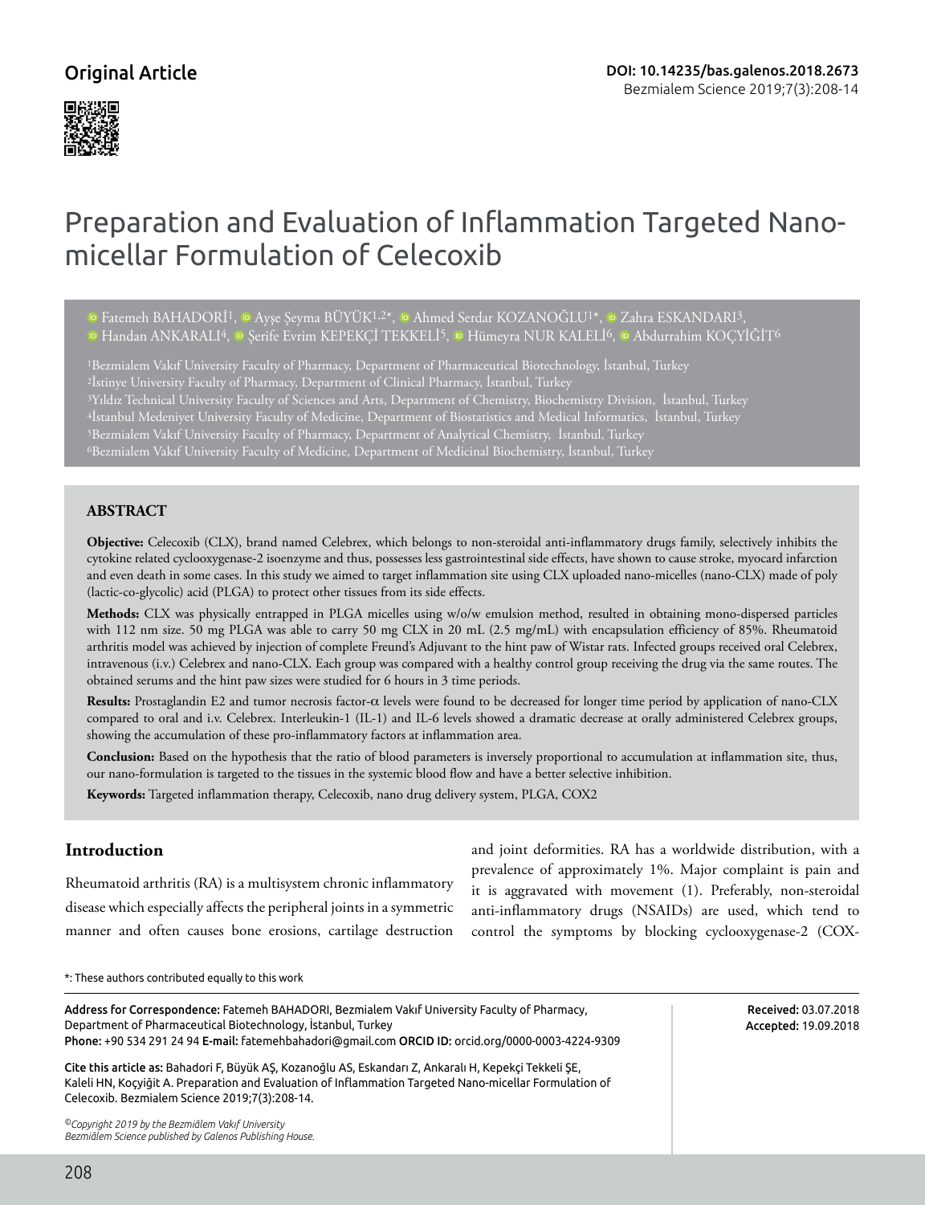Original Article

# Preparation and Evaluation of Inflammation Targeted Nano-micellar Formulation of Celecoxib

Fatemeh BAHADORİ[1], Ayşe Şeyma BÜYÜK[1,2]*, Ahmed Serdar KOZANOĞLU[1]*, Zahra ESKANDARI[3], Handan ANKARALI[4], Şerife Evrim KEPEKÇİ TEKKELİ[5], Hümeyra NUR KALELİ[6], Abdurrahim KOÇYİĞİT[6]

[1]Bezmialem Vakıf University Faculty of Pharmacy, Department of Pharmaceutical Biotechnology, İstanbul, Turkey
[2]İstinye University Faculty of Pharmacy, Department of Clinical Pharmacy, İstanbul, Turkey
[3]Yıldız Technical University Faculty of Sciences and Arts, Department of Chemistry, Biochemistry Division, İstanbul, Turkey
[4]İstanbul Medeniyet University Faculty of Medicine, Department of Biostatistics and Medical Informatics, İstanbul, Turkey
[5]Bezmialem Vakıf University Faculty of Pharmacy, Department of Analytical Chemistry, İstanbul, Turkey
[6]Bezmialem Vakıf University Faculty of Medicine, Department of Medicinal Biochemistry, İstanbul, Turkey

## ABSTRACT

**Objective:** Celecoxib (CLX), brand named Celebrex, which belongs to non-steroidal anti-inflammatory drugs family, selectively inhibits the cytokine related cyclooxygenase-2 isoenzyme and thus, possesses less gastrointestinal side effects, have shown to cause stroke, myocard infarction and even death in some cases. In this study we aimed to target inflammation site using CLX uploaded nano-micelles (nano-CLX) made of poly (lactic-co-glycolic) acid (PLGA) to protect other tissues from its side effects.

**Methods:** CLX was physically entrapped in PLGA micelles using w/o/w emulsion method, resulted in obtaining mono-dispersed particles with 112 nm size. 50 mg PLGA was able to carry 50 mg CLX in 20 mL (2.5 mg/mL) with encapsulation efficiency of 85%. Rheumatoid arthritis model was achieved by injection of complete Freund's Adjuvant to the hint paw of Wistar rats. Infected groups received oral Celebrex, intravenous (i.v.) Celebrex and nano-CLX. Each group was compared with a healthy control group receiving the drug via the same routes. The obtained serums and the hint paw sizes were studied for 6 hours in 3 time periods.

**Results:** Prostaglandin E2 and tumor necrosis factor-$\alpha$ levels were found to be decreased for longer time period by application of nano-CLX compared to oral and i.v. Celebrex. Interleukin-1 (IL-1) and IL-6 levels showed a dramatic decrease at orally administered Celebrex groups, showing the accumulation of these pro-inflammatory factors at inflammation area.

**Conclusion:** Based on the hypothesis that the ratio of blood parameters is inversely proportional to accumulation at inflammation site, thus, our nano-formulation is targeted to the tissues in the systemic blood flow and have a better selective inhibition.

**Keywords:** Targeted inflammation therapy, Celecoxib, nano drug delivery system, PLGA, COX2

## Introduction

Rheumatoid arthritis (RA) is a multisystem chronic inflammatory disease which especially affects the peripheral joints in a symmetric manner and often causes bone erosions, cartilage destruction and joint deformities. RA has a worldwide distribution, with a prevalence of approximately 1%. Major complaint is pain and it is aggravated with movement (1). Preferably, non-steroidal anti-inflammatory drugs (NSAIDs) are used, which tend to control the symptoms by blocking cyclooxygenase-2 (COX-

*: These authors contributed equally to this work

**Address for Correspondence:** Fatemeh BAHADORI, Bezmialem Vakıf University Faculty of Pharmacy, Department of Pharmaceutical Biotechnology, İstanbul, Turkey
**Phone:** +90 534 291 24 94 **E-mail:** fatemehbahadori@gmail.com **ORCID ID:** orcid.org/0000-0003-4224-9309

**Received:** 03.07.2018
**Accepted:** 19.09.2018

**Cite this article as:** Bahadori F, Büyük AŞ, Kozanoğlu AS, Eskandarı Z, Ankaralı H, Kepekçi Tekkeli ŞE, Kaleli HN, Koçyiğit A. Preparation and Evaluation of Inflammation Targeted Nano-micellar Formulation of Celecoxib. Bezmialem Science 2019;7(3):208-14.

©Copyright 2019 by the Bezmiâlem Vakıf University
Bezmiâlem Science published by Galenos Publishing House.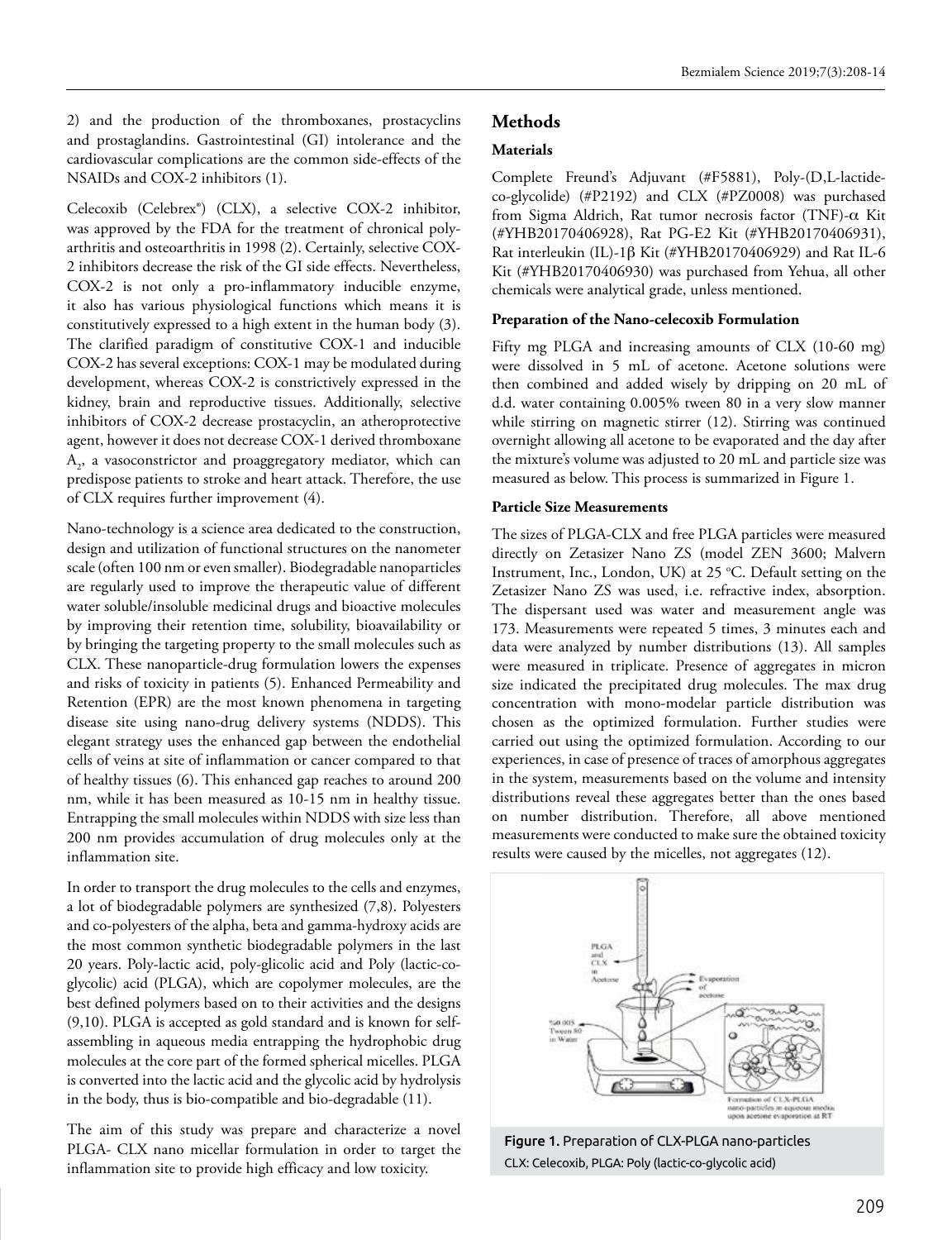2) and the production of the thromboxanes, prostacyclins and prostaglandins. Gastrointestinal (GI) intolerance and the cardiovascular complications are the common side-effects of the NSAIDs and COX-2 inhibitors (1).

Celecoxib (Celebrex®) (CLX), a selective COX-2 inhibitor, was approved by the FDA for the treatment of chronical polyarthritis and osteoarthritis in 1998 (2). Certainly, selective COX-2 inhibitors decrease the risk of the GI side effects. Nevertheless, COX-2 is not only a pro-inflammatory inducible enzyme, it also has various physiological functions which means it is constitutively expressed to a high extent in the human body (3). The clarified paradigm of constitutive COX-1 and inducible COX-2 has several exceptions: COX-1 may be modulated during development, whereas COX-2 is constrictively expressed in the kidney, brain and reproductive tissues. Additionally, selective inhibitors of COX-2 decrease prostacyclin, an atheroprotective agent, however it does not decrease COX-1 derived thromboxane $A_2$, a vasoconstrictor and proaggregatory mediator, which can predispose patients to stroke and heart attack. Therefore, the use of CLX requires further improvement (4).

Nano-technology is a science area dedicated to the construction, design and utilization of functional structures on the nanometer scale (often 100 nm or even smaller). Biodegradable nanoparticles are regularly used to improve the therapeutic value of different water soluble/insoluble medicinal drugs and bioactive molecules by improving their retention time, solubility, bioavailability or by bringing the targeting property to the small molecules such as CLX. These nanoparticle-drug formulation lowers the expenses and risks of toxicity in patients (5). Enhanced Permeability and Retention (EPR) are the most known phenomena in targeting disease site using nano-drug delivery systems (NDDS). This elegant strategy uses the enhanced gap between the endothelial cells of veins at site of inflammation or cancer compared to that of healthy tissues (6). This enhanced gap reaches to around 200 nm, while it has been measured as 10-15 nm in healthy tissue. Entrapping the small molecules within NDDS with size less than 200 nm provides accumulation of drug molecules only at the inflammation site.

In order to transport the drug molecules to the cells and enzymes, a lot of biodegradable polymers are synthesized (7,8). Polyesters and co-polyesters of the alpha, beta and gamma-hydroxy acids are the most common synthetic biodegradable polymers in the last 20 years. Poly-lactic acid, poly-glicolic acid and Poly (lactic-co-glycolic) acid (PLGA), which are copolymer molecules, are the best defined polymers based on to their activities and the designs (9,10). PLGA is accepted as gold standard and is known for self-assembling in aqueous media entrapping the hydrophobic drug molecules at the core part of the formed spherical micelles. PLGA is converted into the lactic acid and the glycolic acid by hydrolysis in the body, thus is bio-compatible and bio-degradable (11).

The aim of this study was prepare and characterize a novel PLGA- CLX nano micellar formulation in order to target the inflammation site to provide high efficacy and low toxicity.

## Methods

### Materials

Complete Freund's Adjuvant (#F5881), Poly-(D,L-lactide-co-glycolide) (#P2192) and CLX (#PZ0008) was purchased from Sigma Aldrich, Rat tumor necrosis factor (TNF)-α Kit (#YHB20170406928), Rat PG-E2 Kit (#YHB20170406931), Rat interleukin (IL)-1β Kit (#YHB20170406929) and Rat IL-6 Kit (#YHB20170406930) was purchased from Yehua, all other chemicals were analytical grade, unless mentioned.

### Preparation of the Nano-celecoxib Formulation

Fifty mg PLGA and increasing amounts of CLX (10-60 mg) were dissolved in 5 mL of acetone. Acetone solutions were then combined and added wisely by dripping on 20 mL of d.d. water containing 0.005% tween 80 in a very slow manner while stirring on magnetic stirrer (12). Stirring was continued overnight allowing all acetone to be evaporated and the day after the mixture's volume was adjusted to 20 mL and particle size was measured as below. This process is summarized in Figure 1.

### Particle Size Measurements

The sizes of PLGA-CLX and free PLGA particles were measured directly on Zetasizer Nano ZS (model ZEN 3600; Malvern Instrument, Inc., London, UK) at 25 °C. Default setting on the Zetasizer Nano ZS was used, i.e. refractive index, absorption. The dispersant used was water and measurement angle was 173. Measurements were repeated 5 times, 3 minutes each and data were analyzed by number distributions (13). All samples were measured in triplicate. Presence of aggregates in micron size indicated the precipitated drug molecules. The max drug concentration with mono-modelar particle distribution was chosen as the optimized formulation. Further studies were carried out using the optimized formulation. According to our experiences, in case of presence of traces of amorphous aggregates in the system, measurements based on the volume and intensity distributions reveal these aggregates better than the ones based on number distribution. Therefore, all above mentioned measurements were conducted to make sure the obtained toxicity results were caused by the micelles, not aggregates (12).

**Figure 1.** Preparation of CLX-PLGA nano-particles
CLX: Celecoxib, PLGA: Poly (lactic-co-glycolic acid)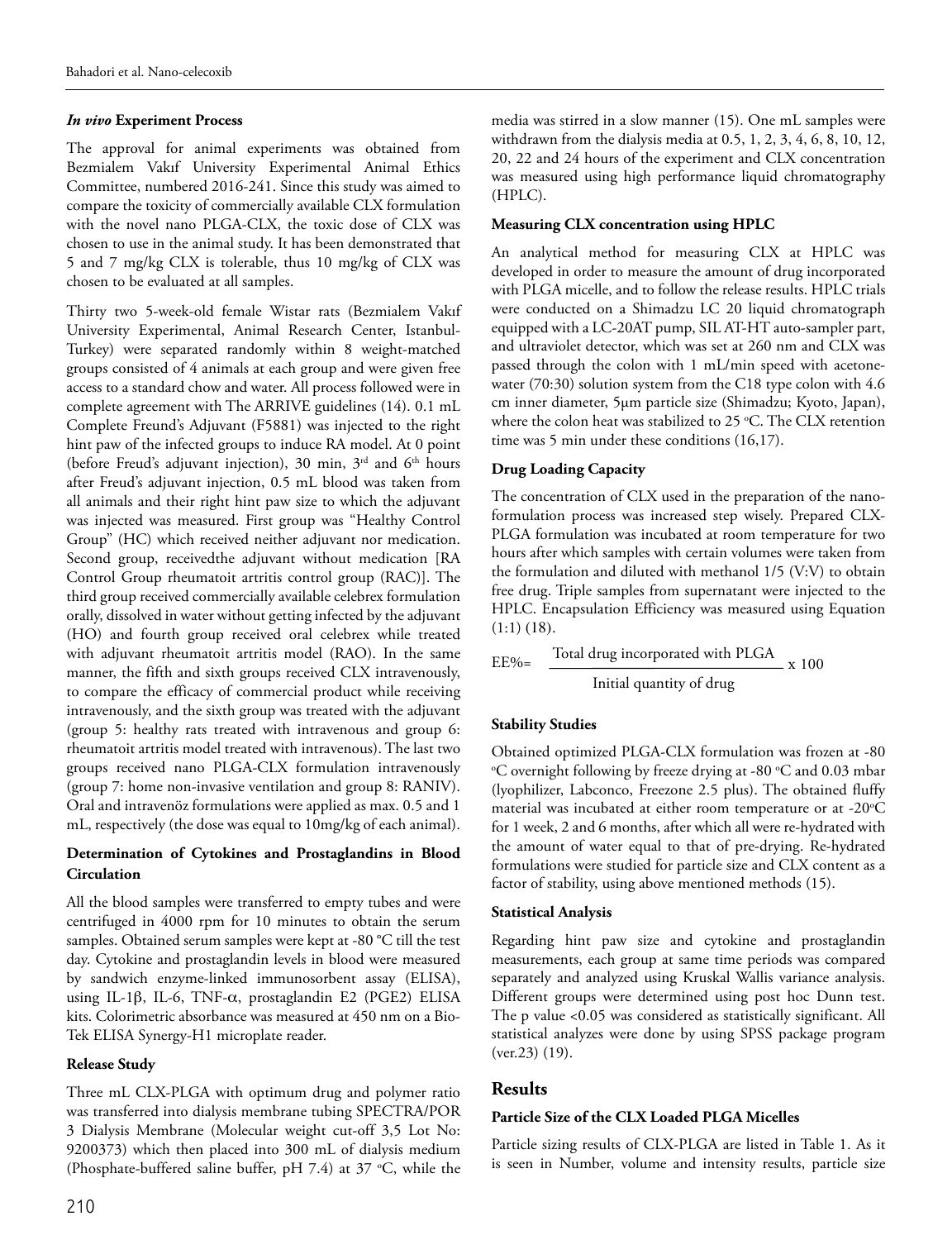### *In vivo* Experiment Process

The approval for animal experiments was obtained from Bezmialem Vakıf University Experimental Animal Ethics Committee, numbered 2016-241. Since this study was aimed to compare the toxicity of commercially available CLX formulation with the novel nano PLGA-CLX, the toxic dose of CLX was chosen to use in the animal study. It has been demonstrated that 5 and 7 mg/kg CLX is tolerable, thus 10 mg/kg of CLX was chosen to be evaluated at all samples.

Thirty two 5-week-old female Wistar rats (Bezmialem Vakıf University Experimental, Animal Research Center, Istanbul-Turkey) were separated randomly within 8 weight-matched groups consisted of 4 animals at each group and were given free access to a standard chow and water. All process followed were in complete agreement with The ARRIVE guidelines (14). 0.1 mL Complete Freund's Adjuvant (F5881) was injected to the right hint paw of the infected groups to induce RA model. At 0 point (before Freud's adjuvant injection), 30 min, 3rd and 6th hours after Freud's adjuvant injection, 0.5 mL blood was taken from all animals and their right hint paw size to which the adjuvant was injected was measured. First group was "Healthy Control Group" (HC) which received neither adjuvant nor medication. Second group, receivedthe adjuvant without medication [RA Control Group rheumatoit artritis control group (RAC)]. The third group received commercially available celebrex formulation orally, dissolved in water without getting infected by the adjuvant (HO) and fourth group received oral celebrex while treated with adjuvant rheumatoit artritis model (RAO). In the same manner, the fifth and sixth groups received CLX intravenously, to compare the efficacy of commercial product while receiving intravenously, and the sixth group was treated with the adjuvant (group 5: healthy rats treated with intravenous and group 6: rheumatoit artritis model treated with intravenous). The last two groups received nano PLGA-CLX formulation intravenously (group 7: home non-invasive ventilation and group 8: RANIV). Oral and intravenöz formulations were applied as max. 0.5 and 1 mL, respectively (the dose was equal to 10mg/kg of each animal).

### Determination of Cytokines and Prostaglandins in Blood Circulation

All the blood samples were transferred to empty tubes and were centrifuged in 4000 rpm for 10 minutes to obtain the serum samples. Obtained serum samples were kept at -80 °C till the test day. Cytokine and prostaglandin levels in blood were measured by sandwich enzyme-linked immunosorbent assay (ELISA), using IL-1β, IL-6, TNF-α, prostaglandin E2 (PGE2) ELISA kits. Colorimetric absorbance was measured at 450 nm on a Bio-Tek ELISA Synergy-H1 microplate reader.

### Release Study

Three mL CLX-PLGA with optimum drug and polymer ratio was transferred into dialysis membrane tubing SPECTRA/POR 3 Dialysis Membrane (Molecular weight cut-off 3,5 Lot No: 9200373) which then placed into 300 mL of dialysis medium (Phosphate-buffered saline buffer, pH 7.4) at 37 °C, while the media was stirred in a slow manner (15). One mL samples were withdrawn from the dialysis media at 0.5, 1, 2, 3, 4, 6, 8, 10, 12, 20, 22 and 24 hours of the experiment and CLX concentration was measured using high performance liquid chromatography (HPLC).

### Measuring CLX concentration using HPLC

An analytical method for measuring CLX at HPLC was developed in order to measure the amount of drug incorporated with PLGA micelle, and to follow the release results. HPLC trials were conducted on a Shimadzu LC 20 liquid chromatograph equipped with a LC-20AT pump, SIL AT-HT auto-sampler part, and ultraviolet detector, which was set at 260 nm and CLX was passed through the colon with 1 mL/min speed with acetone-water (70:30) solution system from the C18 type colon with 4.6 cm inner diameter, 5µm particle size (Shimadzu; Kyoto, Japan), where the colon heat was stabilized to 25 °C. The CLX retention time was 5 min under these conditions (16,17).

### Drug Loading Capacity

The concentration of CLX used in the preparation of the nano-formulation process was increased step wisely. Prepared CLX-PLGA formulation was incubated at room temperature for two hours after which samples with certain volumes were taken from the formulation and diluted with methanol 1/5 (V:V) to obtain free drug. Triple samples from supernatant were injected to the HPLC. Encapsulation Efficiency was measured using Equation (1:1) (18).

$$EE\% = \frac{\text{Total drug incorporated with PLGA}}{\text{Initial quantity of drug}} \times 100$$

### Stability Studies

Obtained optimized PLGA-CLX formulation was frozen at -80 °C overnight following by freeze drying at -80 °C and 0.03 mbar (lyophilizer, Labconco, Freezone 2.5 plus). The obtained fluffy material was incubated at either room temperature or at -20°C for 1 week, 2 and 6 months, after which all were re-hydrated with the amount of water equal to that of pre-drying. Re-hydrated formulations were studied for particle size and CLX content as a factor of stability, using above mentioned methods (15).

### Statistical Analysis

Regarding hint paw size and cytokine and prostaglandin measurements, each group at same time periods was compared separately and analyzed using Kruskal Wallis variance analysis. Different groups were determined using post hoc Dunn test. The p value <0.05 was considered as statistically significant. All statistical analyzes were done by using SPSS package program (ver.23) (19).

## Results

### Particle Size of the CLX Loaded PLGA Micelles

Particle sizing results of CLX-PLGA are listed in Table 1. As it is seen in Number, volume and intensity results, particle size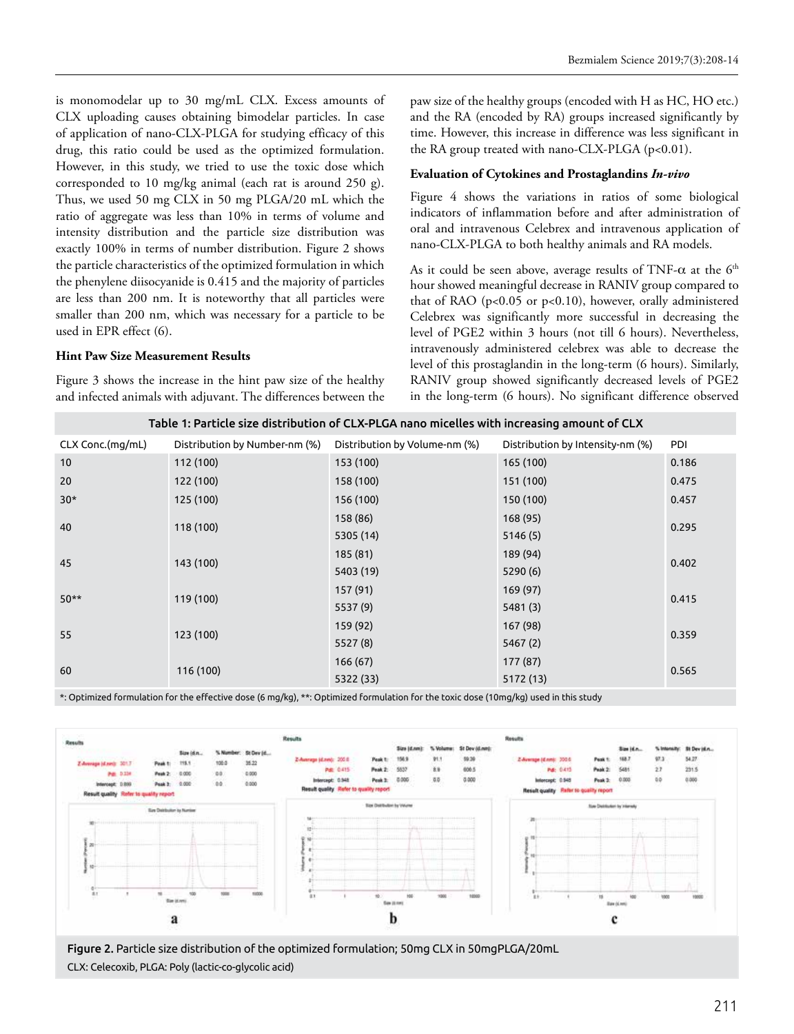is monomodelar up to 30 mg/mL CLX. Excess amounts of CLX uploading causes obtaining bimodelar particles. In case of application of nano-CLX-PLGA for studying efficacy of this drug, this ratio could be used as the optimized formulation. However, in this study, we tried to use the toxic dose which corresponded to 10 mg/kg animal (each rat is around 250 g). Thus, we used 50 mg CLX in 50 mg PLGA/20 mL which the ratio of aggregate was less than 10% in terms of volume and intensity distribution and the particle size distribution was exactly 100% in terms of number distribution. Figure 2 shows the particle characteristics of the optimized formulation in which the phenylene diisocyanide is 0.415 and the majority of particles are less than 200 nm. It is noteworthy that all particles were smaller than 200 nm, which was necessary for a particle to be used in EPR effect (6).

### Hint Paw Size Measurement Results

Figure 3 shows the increase in the hint paw size of the healthy and infected animals with adjuvant. The differences between the paw size of the healthy groups (encoded with H as HC, HO etc.) and the RA (encoded by RA) groups increased significantly by time. However, this increase in difference was less significant in the RA group treated with nano-CLX-PLGA (p<0.01).

### Evaluation of Cytokines and Prostaglandins *In-vivo*

Figure 4 shows the variations in ratios of some biological indicators of inflammation before and after administration of oral and intravenous Celebrex and intravenous application of nano-CLX-PLGA to both healthy animals and RA models.

As it could be seen above, average results of TNF-α at the 6th hour showed meaningful decrease in RANIV group compared to that of RAO (p<0.05 or p<0.10), however, orally administered Celebrex was significantly more successful in decreasing the level of PGE2 within 3 hours (not till 6 hours). Nevertheless, intravenously administered celebrex was able to decrease the level of this prostaglandin in the long-term (6 hours). Similarly, RANIV group showed significantly decreased levels of PGE2 in the long-term (6 hours). No significant difference observed

**Table 1: Particle size distribution of CLX-PLGA nano micelles with increasing amount of CLX**

| CLX Conc.(mg/mL) | Distribution by Number-nm (%) | Distribution by Volume-nm (%) | Distribution by Intensity-nm (%) | PDI |
|---|---|---|---|---|
| 10 | 112 (100) | 153 (100) | 165 (100) | 0.186 |
| 20 | 122 (100) | 158 (100) | 151 (100) | 0.475 |
| 30* | 125 (100) | 156 (100) | 150 (100) | 0.457 |
| 40 | 118 (100) | 158 (86)<br>5305 (14) | 168 (95)<br>5146 (5) | 0.295 |
| 45 | 143 (100) | 185 (81)<br>5403 (19) | 189 (94)<br>5290 (6) | 0.402 |
| 50** | 119 (100) | 157 (91)<br>5537 (9) | 169 (97)<br>5481 (3) | 0.415 |
| 55 | 123 (100) | 159 (92)<br>5527 (8) | 167 (98)<br>5467 (2) | 0.359 |
| 60 | 116 (100) | 166 (67)<br>5322 (33) | 177 (87)<br>5172 (13) | 0.565 |

*: Optimized formulation for the effective dose (6 mg/kg), **: Optimized formulation for the toxic dose (10mg/kg) used in this study

**Figure 2.** Particle size distribution of the optimized formulation; 50mg CLX in 50mgPLGA/20mL

CLX: Celecoxib, PLGA: Poly (lactic-co-glycolic acid)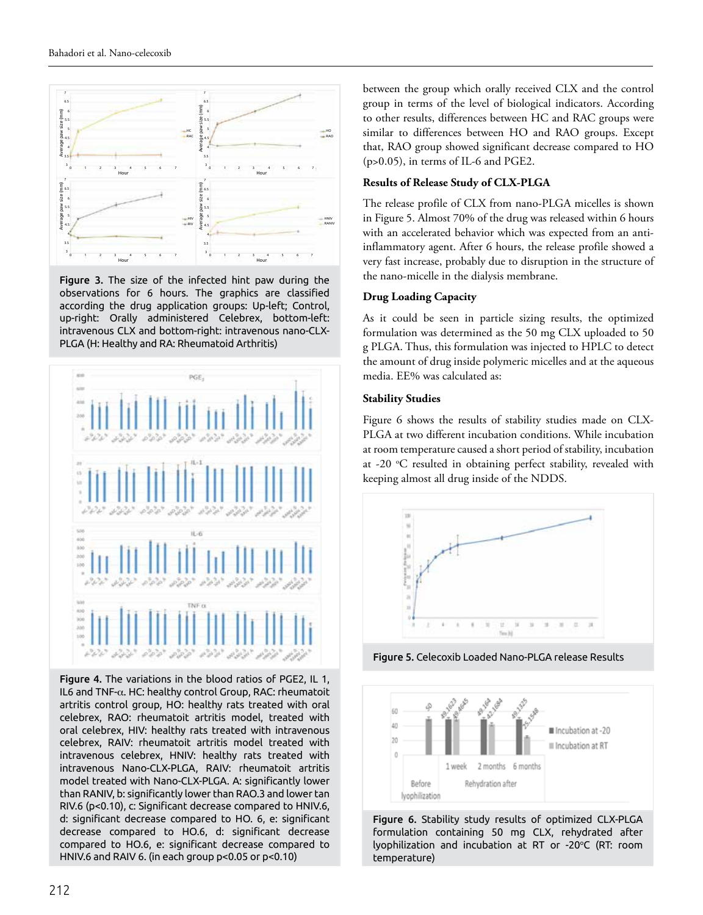Figure 3. The size of the infected hint paw during the observations for 6 hours. The graphics are classified according the drug application groups: Up-left; Control, up-right: Orally administered Celebrex, bottom-left: intravenous CLX and bottom-right: intravenous nano-CLX-PLGA (H: Healthy and RA: Rheumatoid Arthritis)

Figure 4. The variations in the blood ratios of PGE2, IL 1, IL6 and TNF-α. HC: healthy control Group, RAC: rheumatoit artritis control group, HO: healthy rats treated with oral celebrex, RAO: rheumatoit artritis model, treated with oral celebrex, HIV: healthy rats treated with intravenous celebrex, RAIV: rheumatoit artritis model treated with intravenous celebrex, HNIV: healthy rats treated with intravenous Nano-CLX-PLGA, RAIV: rheumatoit artritis model treated with Nano-CLX-PLGA. A: significantly lower than RANIV, b: significantly lower than RAO.3 and lower tan RIV.6 (p<0.10), c: Significant decrease compared to HNIV.6, d: significant decrease compared to HO. 6, e: significant decrease compared to HO.6, d: significant decrease compared to HO.6, e: significant decrease compared to HNIV.6 and RAIV 6. (in each group p<0.05 or p<0.10)

between the group which orally received CLX and the control group in terms of the level of biological indicators. According to other results, differences between HC and RAC groups were similar to differences between HO and RAO groups. Except that, RAO group showed significant decrease compared to HO (p>0.05), in terms of IL-6 and PGE2.

### Results of Release Study of CLX-PLGA

The release profile of CLX from nano-PLGA micelles is shown in Figure 5. Almost 70% of the drug was released within 6 hours with an accelerated behavior which was expected from an anti-inflammatory agent. After 6 hours, the release profile showed a very fast increase, probably due to disruption in the structure of the nano-micelle in the dialysis membrane.

### Drug Loading Capacity

As it could be seen in particle sizing results, the optimized formulation was determined as the 50 mg CLX uploaded to 50 g PLGA. Thus, this formulation was injected to HPLC to detect the amount of drug inside polymeric micelles and at the aqueous media. EE% was calculated as:

### Stability Studies

Figure 6 shows the results of stability studies made on CLX-PLGA at two different incubation conditions. While incubation at room temperature caused a short period of stability, incubation at -20 °C resulted in obtaining perfect stability, revealed with keeping almost all drug inside of the NDDS.

Figure 5. Celecoxib Loaded Nano-PLGA release Results

Figure 6. Stability study results of optimized CLX-PLGA formulation containing 50 mg CLX, rehydrated after lyophilization and incubation at RT or -20°C (RT: room temperature)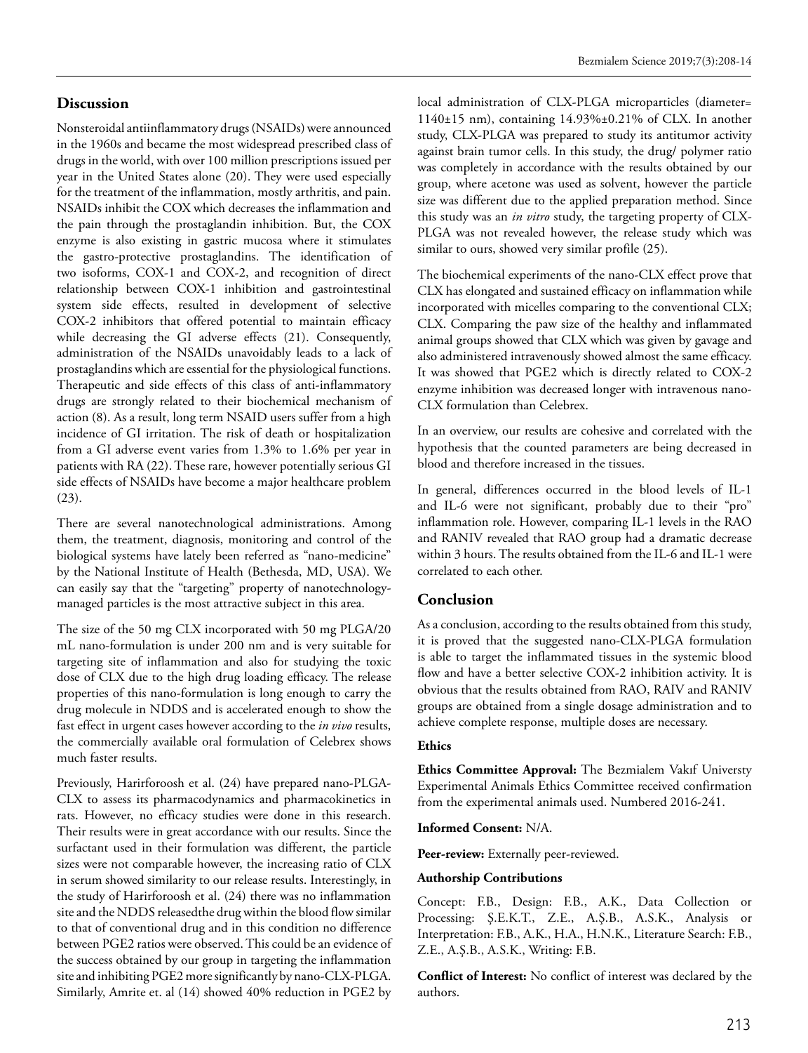## Discussion

Nonsteroidal antiinflammatory drugs (NSAIDs) were announced in the 1960s and became the most widespread prescribed class of drugs in the world, with over 100 million prescriptions issued per year in the United States alone (20). They were used especially for the treatment of the inflammation, mostly arthritis, and pain. NSAIDs inhibit the COX which decreases the inflammation and the pain through the prostaglandin inhibition. But, the COX enzyme is also existing in gastric mucosa where it stimulates the gastro-protective prostaglandins. The identification of two isoforms, COX-1 and COX-2, and recognition of direct relationship between COX-1 inhibition and gastrointestinal system side effects, resulted in development of selective COX-2 inhibitors that offered potential to maintain efficacy while decreasing the GI adverse effects (21). Consequently, administration of the NSAIDs unavoidably leads to a lack of prostaglandins which are essential for the physiological functions. Therapeutic and side effects of this class of anti-inflammatory drugs are strongly related to their biochemical mechanism of action (8). As a result, long term NSAID users suffer from a high incidence of GI irritation. The risk of death or hospitalization from a GI adverse event varies from 1.3% to 1.6% per year in patients with RA (22). These rare, however potentially serious GI side effects of NSAIDs have become a major healthcare problem (23).

There are several nanotechnological administrations. Among them, the treatment, diagnosis, monitoring and control of the biological systems have lately been referred as "nano-medicine" by the National Institute of Health (Bethesda, MD, USA). We can easily say that the "targeting" property of nanotechnology-managed particles is the most attractive subject in this area.

The size of the 50 mg CLX incorporated with 50 mg PLGA/20 mL nano-formulation is under 200 nm and is very suitable for targeting site of inflammation and also for studying the toxic dose of CLX due to the high drug loading efficacy. The release properties of this nano-formulation is long enough to carry the drug molecule in NDDS and is accelerated enough to show the fast effect in urgent cases however according to the *in vivo* results, the commercially available oral formulation of Celebrex shows much faster results.

Previously, Harirforoosh et al. (24) have prepared nano-PLGA-CLX to assess its pharmacodynamics and pharmacokinetics in rats. However, no efficacy studies were done in this research. Their results were in great accordance with our results. Since the surfactant used in their formulation was different, the particle sizes were not comparable however, the increasing ratio of CLX in serum showed similarity to our release results. Interestingly, in the study of Harirforoosh et al. (24) there was no inflammation site and the NDDS releasedthe drug within the blood flow similar to that of conventional drug and in this condition no difference between PGE2 ratios were observed. This could be an evidence of the success obtained by our group in targeting the inflammation site and inhibiting PGE2 more significantly by nano-CLX-PLGA. Similarly, Amrite et. al (14) showed 40% reduction in PGE2 by local administration of CLX-PLGA microparticles (diameter= 1140±15 nm), containing 14.93%±0.21% of CLX. In another study, CLX-PLGA was prepared to study its antitumor activity against brain tumor cells. In this study, the drug/ polymer ratio was completely in accordance with the results obtained by our group, where acetone was used as solvent, however the particle size was different due to the applied preparation method. Since this study was an *in vitro* study, the targeting property of CLX-PLGA was not revealed however, the release study which was similar to ours, showed very similar profile (25).

The biochemical experiments of the nano-CLX effect prove that CLX has elongated and sustained efficacy on inflammation while incorporated with micelles comparing to the conventional CLX; CLX. Comparing the paw size of the healthy and inflammated animal groups showed that CLX which was given by gavage and also administered intravenously showed almost the same efficacy. It was showed that PGE2 which is directly related to COX-2 enzyme inhibition was decreased longer with intravenous nano-CLX formulation than Celebrex.

In an overview, our results are cohesive and correlated with the hypothesis that the counted parameters are being decreased in blood and therefore increased in the tissues.

In general, differences occurred in the blood levels of IL-1 and IL-6 were not significant, probably due to their "pro" inflammation role. However, comparing IL-1 levels in the RAO and RANIV revealed that RAO group had a dramatic decrease within 3 hours. The results obtained from the IL-6 and IL-1 were correlated to each other.

## Conclusion

As a conclusion, according to the results obtained from this study, it is proved that the suggested nano-CLX-PLGA formulation is able to target the inflammated tissues in the systemic blood flow and have a better selective COX-2 inhibition activity. It is obvious that the results obtained from RAO, RAIV and RANIV groups are obtained from a single dosage administration and to achieve complete response, multiple doses are necessary.

### Ethics

**Ethics Committee Approval:** The Bezmialem Vakıf Universty Experimental Animals Ethics Committee received confirmation from the experimental animals used. Numbered 2016-241.

**Informed Consent:** N/A.

**Peer-review:** Externally peer-reviewed.

**Authorship Contributions**

Concept: F.B., Design: F.B., A.K., Data Collection or Processing: Ş.E.K.T., Z.E., A.Ş.B., A.S.K., Analysis or Interpretation: F.B., A.K., H.A., H.N.K., Literature Search: F.B., Z.E., A.Ş.B., A.S.K., Writing: F.B.

**Conflict of Interest:** No conflict of interest was declared by the authors.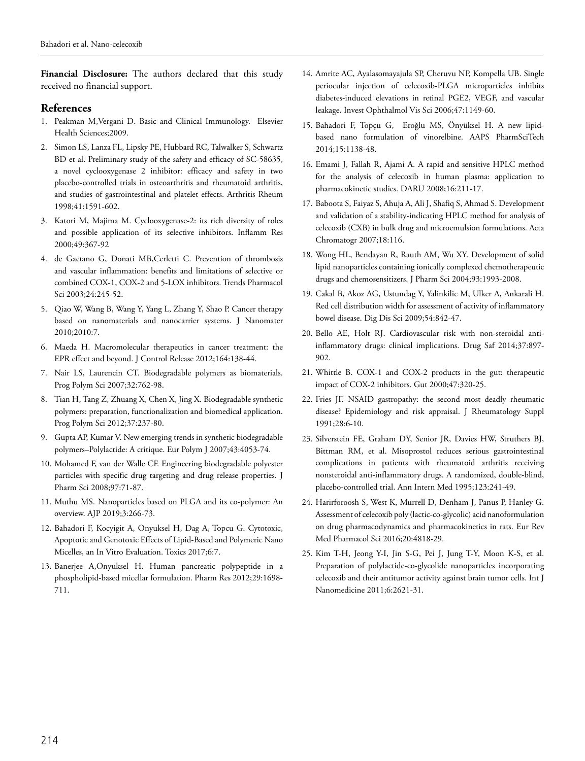**Financial Disclosure:** The authors declared that this study received no financial support.

## References

1. Peakman M,Vergani D. Basic and Clinical Immunology. Elsevier Health Sciences;2009.
2. Simon LS, Lanza FL, Lipsky PE, Hubbard RC, Talwalker S, Schwartz BD et al. Preliminary study of the safety and efficacy of SC-58635, a novel cyclooxygenase 2 inhibitor: efficacy and safety in two placebo-controlled trials in osteoarthritis and rheumatoid arthritis, and studies of gastrointestinal and platelet effects. Arthritis Rheum 1998;41:1591-602.
3. Katori M, Majima M. Cyclooxygenase-2: its rich diversity of roles and possible application of its selective inhibitors. Inflamm Res 2000;49:367-92
4. de Gaetano G, Donati MB,Cerletti C. Prevention of thrombosis and vascular inflammation: benefits and limitations of selective or combined COX-1, COX-2 and 5-LOX inhibitors. Trends Pharmacol Sci 2003;24:245-52.
5. Qiao W, Wang B, Wang Y, Yang L, Zhang Y, Shao P. Cancer therapy based on nanomaterials and nanocarrier systems. J Nanomater 2010;2010:7.
6. Maeda H. Macromolecular therapeutics in cancer treatment: the EPR effect and beyond. J Control Release 2012;164:138-44.
7. Nair LS, Laurencin CT. Biodegradable polymers as biomaterials. Prog Polym Sci 2007;32:762-98.
8. Tian H, Tang Z, Zhuang X, Chen X, Jing X. Biodegradable synthetic polymers: preparation, functionalization and biomedical application. Prog Polym Sci 2012;37:237-80.
9. Gupta AP, Kumar V. New emerging trends in synthetic biodegradable polymers–Polylactide: A critique. Eur Polym J 2007;43:4053-74.
10. Mohamed F, van der Walle CF. Engineering biodegradable polyester particles with specific drug targeting and drug release properties. J Pharm Sci 2008;97:71-87.
11. Muthu MS. Nanoparticles based on PLGA and its co-polymer: An overview. AJP 2019;3:266-73.
12. Bahadori F, Kocyigit A, Onyuksel H, Dag A, Topcu G. Cytotoxic, Apoptotic and Genotoxic Effects of Lipid-Based and Polymeric Nano Micelles, an In Vitro Evaluation. Toxics 2017;6:7.
13. Banerjee A,Onyuksel H. Human pancreatic polypeptide in a phospholipid-based micellar formulation. Pharm Res 2012;29:1698-711.
14. Amrite AC, Ayalasomayajula SP, Cheruvu NP, Kompella UB. Single periocular injection of celecoxib-PLGA microparticles inhibits diabetes-induced elevations in retinal PGE2, VEGF, and vascular leakage. Invest Ophthalmol Vis Sci 2006;47:1149-60.
15. Bahadori F, Topçu G, Eroğlu MS, Önyüksel H. A new lipid-based nano formulation of vinorelbine. AAPS PharmSciTech 2014;15:1138-48.
16. Emami J, Fallah R, Ajami A. A rapid and sensitive HPLC method for the analysis of celecoxib in human plasma: application to pharmacokinetic studies. DARU 2008;16:211-17.
17. Baboota S, Faiyaz S, Ahuja A, Ali J, Shafiq S, Ahmad S. Development and validation of a stability-indicating HPLC method for analysis of celecoxib (CXB) in bulk drug and microemulsion formulations. Acta Chromatogr 2007;18:116.
18. Wong HL, Bendayan R, Rauth AM, Wu XY. Development of solid lipid nanoparticles containing ionically complexed chemotherapeutic drugs and chemosensitizers. J Pharm Sci 2004;93:1993-2008.
19. Cakal B, Akoz AG, Ustundag Y, Yalinkilic M, Ulker A, Ankarali H. Red cell distribution width for assessment of activity of inflammatory bowel disease. Dig Dis Sci 2009;54:842-47.
20. Bello AE, Holt RJ. Cardiovascular risk with non-steroidal anti-inflammatory drugs: clinical implications. Drug Saf 2014;37:897-902.
21. Whittle B. COX-1 and COX-2 products in the gut: therapeutic impact of COX-2 inhibitors. Gut 2000;47:320-25.
22. Fries JF. NSAID gastropathy: the second most deadly rheumatic disease? Epidemiology and risk appraisal. J Rheumatology Suppl 1991;28:6-10.
23. Silverstein FE, Graham DY, Senior JR, Davies HW, Struthers BJ, Bittman RM, et al. Misoprostol reduces serious gastrointestinal complications in patients with rheumatoid arthritis receiving nonsteroidal anti-inflammatory drugs. A randomized, double-blind, placebo-controlled trial. Ann Intern Med 1995;123:241-49.
24. Harirforoosh S, West K, Murrell D, Denham J, Panus P, Hanley G. Assessment of celecoxib poly (lactic-co-glycolic) acid nanoformulation on drug pharmacodynamics and pharmacokinetics in rats. Eur Rev Med Pharmacol Sci 2016;20:4818-29.
25. Kim T-H, Jeong Y-I, Jin S-G, Pei J, Jung T-Y, Moon K-S, et al. Preparation of polylactide-co-glycolide nanoparticles incorporating celecoxib and their antitumor activity against brain tumor cells. Int J Nanomedicine 2011;6:2621-31.